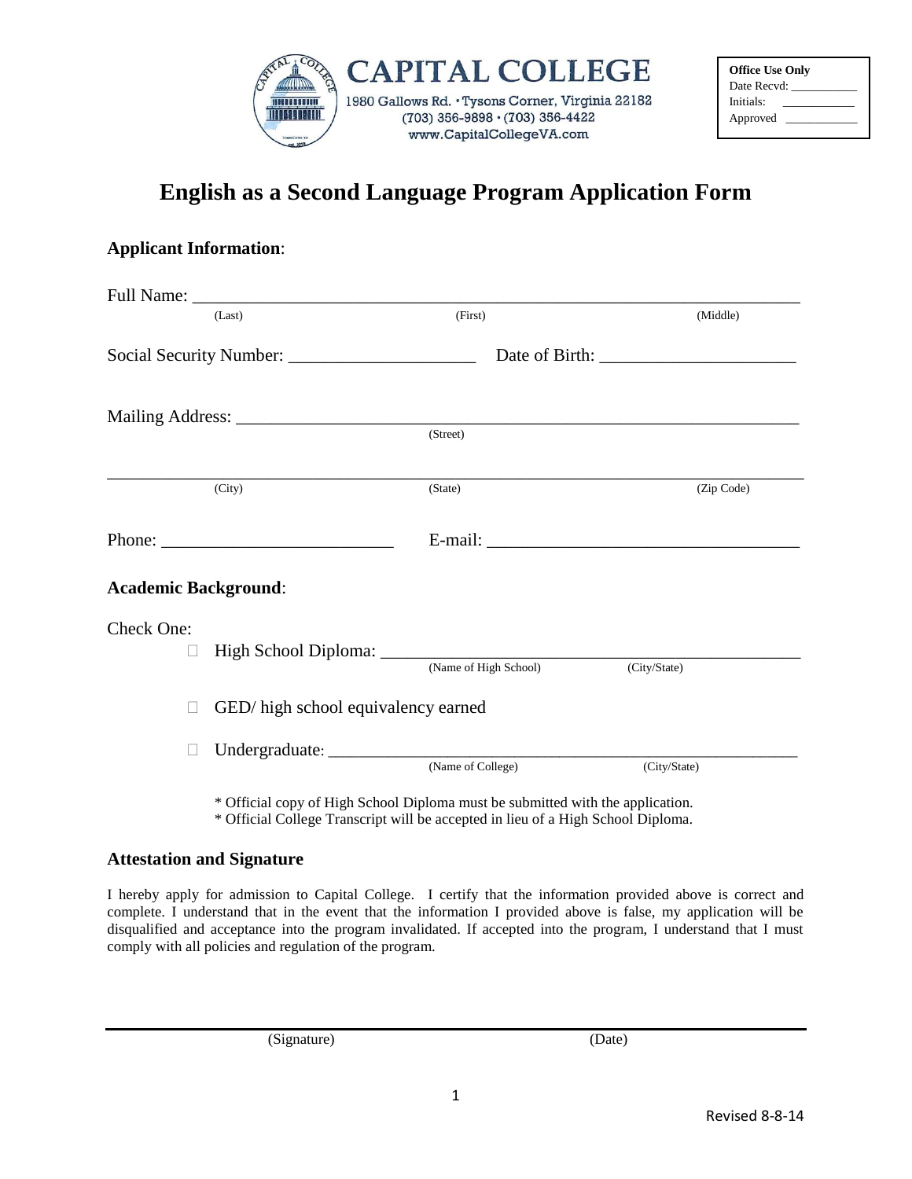**CAPITAL COLLEGE**
1980 Gallows Rd. • Tysons Corner, Virginia 22182
(703) 356-9898 • (703) 356-4422
www.CapitalCollegeVA.com

| Office Use Only |
| --- |
| Date Recvd: ___________ |
| Initials: ___________ |
| Approved ___________ |

# English as a Second Language Program Application Form

## Applicant Information:

Full Name: ______________________________________________________________________
(Last) (First) (Middle)

Social Security Number: _____________________ Date of Birth: ______________________

Mailing Address: ________________________________________________________________
(Street)

_______________________________________________________________________________
(City) (State) (Zip Code)

Phone: __________________________ E-mail: ___________________________________

## Academic Background:

Check One:

- ☐ High School Diploma: _____________________________________________________
  (Name of High School) (City/State)
- ☐ GED/ high school equivalency earned
- ☐ Undergraduate: __________________________________________________________
  (Name of College) (City/State)

\* Official copy of High School Diploma must be submitted with the application.
\* Official College Transcript will be accepted in lieu of a High School Diploma.

## Attestation and Signature

I hereby apply for admission to Capital College. I certify that the information provided above is correct and complete. I understand that in the event that the information I provided above is false, my application will be disqualified and acceptance into the program invalidated. If accepted into the program, I understand that I must comply with all policies and regulation of the program.

_______________________________________________________________________________
(Signature) (Date)

Revised 8-8-14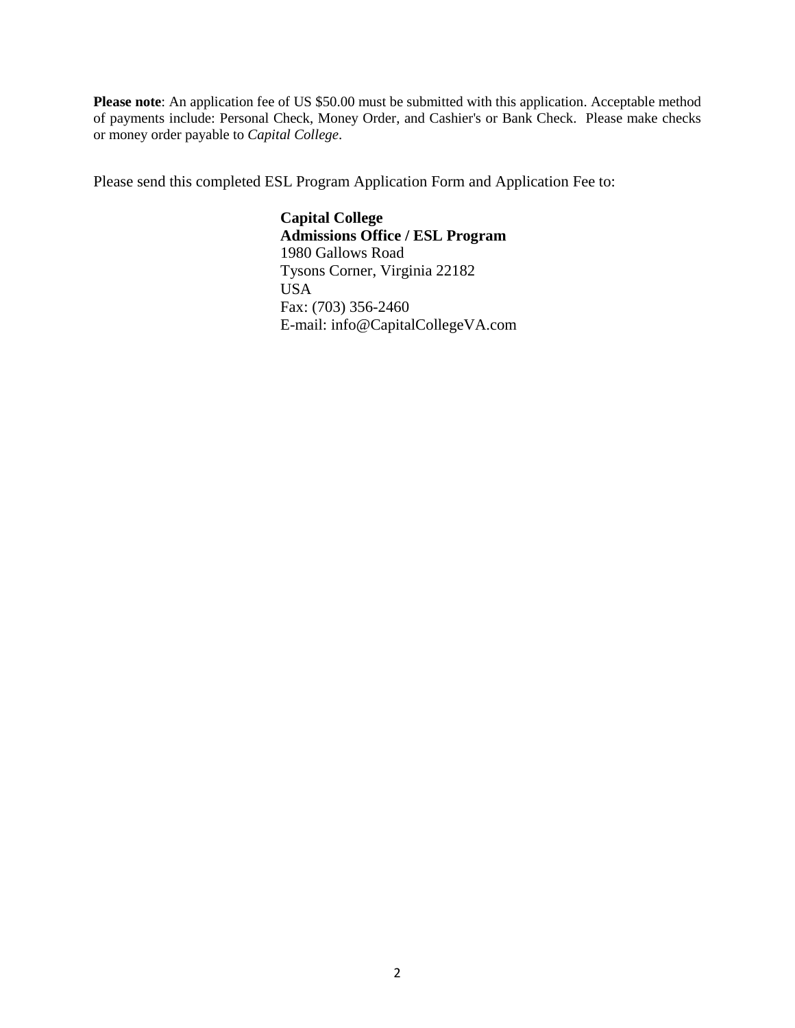**Please note**: An application fee of US $50.00 must be submitted with this application. Acceptable method of payments include: Personal Check, Money Order, and Cashier's or Bank Check. Please make checks or money order payable to *Capital College*.

Please send this completed ESL Program Application Form and Application Fee to:

**Capital College**
**Admissions Office / ESL Program**
1980 Gallows Road
Tysons Corner, Virginia 22182
USA
Fax: (703) 356-2460
E-mail: info@CapitalCollegeVA.com